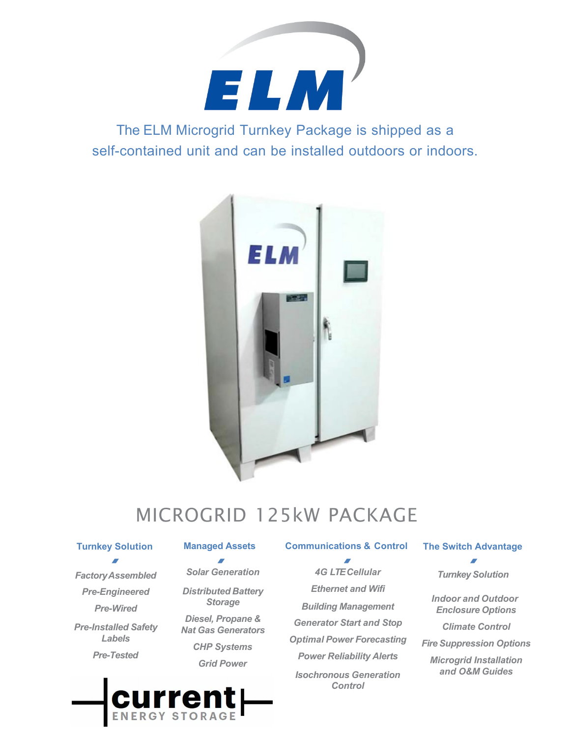# ELM

The ELM Microgrid Turnkey Package is shipped as a self-contained unit and can be installed outdoors or indoors.

## MICROGRID 125kW PACKAGE

### Turnkey Solution

*Factory Assembled*

*Pre-Engineered*

*Pre-Wired*

*Pre-Installed Safety Labels*

*Pre-Tested*

### Managed Assets

*Solar Generation*

*Distributed Battery Storage*

*Diesel, Propane & Nat Gas Generators*

*CHP Systems*

*Grid Power*

### Communications & Control

*4G LTE Cellular*

*Ethernet and Wifi*

*Building Management*

*Generator Start and Stop*

*Optimal Power Forecasting*

*Power Reliability Alerts*

*Isochronous Generation Control*

### The Switch Advantage

*Turnkey Solution*

*Indoor and Outdoor Enclosure Options*

*Climate Control*

*Fire Suppression Options*

*Microgrid Installation and O&M Guides*

current ENERGY STORAGE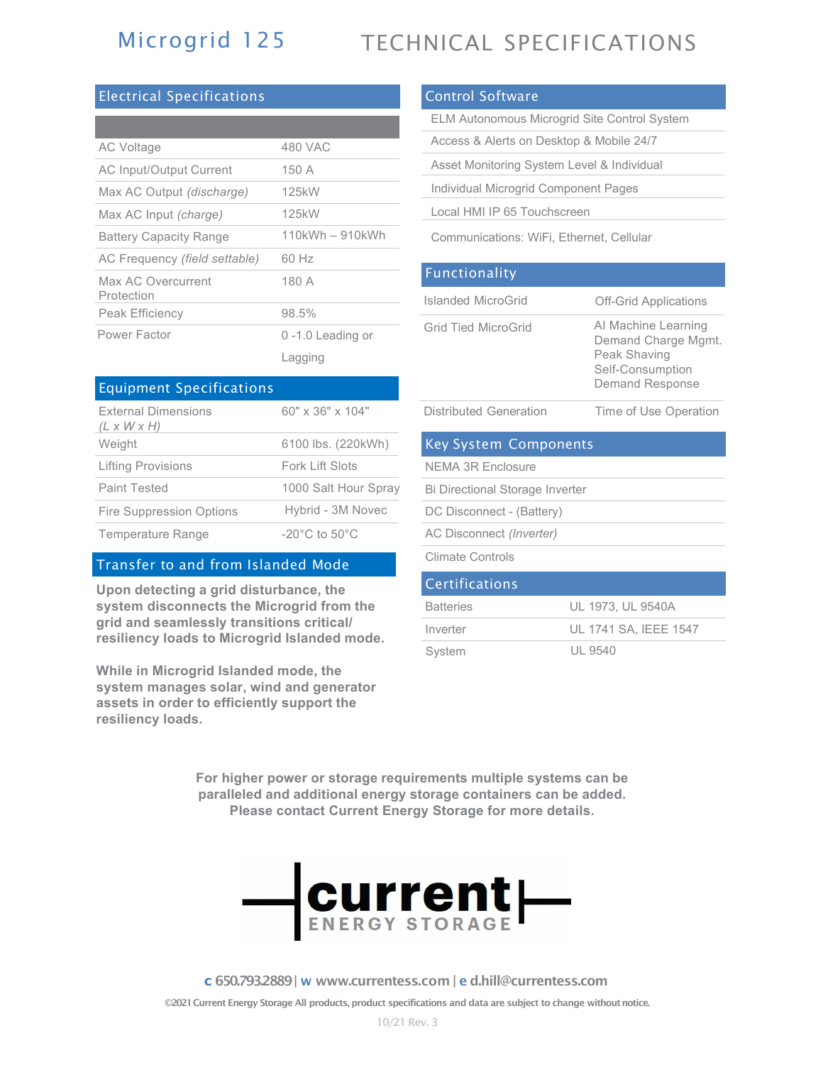# Microgrid 125 TECHNICAL SPECIFICATIONS

## Electrical Specifications

| | |
|---|---|
| AC Voltage | 480 VAC |
| AC Input/Output Current | 150 A |
| Max AC Output *(discharge)* | 125kW |
| Max AC Input *(charge)* | 125kW |
| Battery Capacity Range | 110kWh – 910kWh |
| AC Frequency *(field settable)* | 60 Hz |
| Max AC Overcurrent Protection | 180 A |
| Peak Efficiency | 98.5% |
| Power Factor | 0 -1.0 Leading or Lagging |

## Equipment Specifications

| | |
|---|---|
| External Dimensions *(L x W x H)* | 60" x 36" x 104" |
| Weight | 6100 lbs. (220kWh) |
| Lifting Provisions | Fork Lift Slots |
| Paint Tested | 1000 Salt Hour Spray |
| Fire Suppression Options | Hybrid - 3M Novec |
| Temperature Range | -20°C to 50°C |

## Transfer to and from Islanded Mode

**Upon detecting a grid disturbance, the system disconnects the Microgrid from the grid and seamlessly transitions critical/ resiliency loads to Microgrid Islanded mode.**

**While in Microgrid Islanded mode, the system manages solar, wind and generator assets in order to efficiently support the resiliency loads.**

## Control Software

- ELM Autonomous Microgrid Site Control System
- Access & Alerts on Desktop & Mobile 24/7
- Asset Monitoring System Level & Individual
- Individual Microgrid Component Pages
- Local HMI IP 65 Touchscreen
- Communications: WiFi, Ethernet, Cellular

## Functionality

| | |
|---|---|
| Islanded MicroGrid | Off-Grid Applications |
| Grid Tied MicroGrid | AI Machine Learning<br>Demand Charge Mgmt.<br>Peak Shaving<br>Self-Consumption<br>Demand Response |
| Distributed Generation | Time of Use Operation |

## Key System Components

- NEMA 3R Enclosure
- Bi Directional Storage Inverter
- DC Disconnect - (Battery)
- AC Disconnect *(Inverter)*
- Climate Controls

## Certifications

| | |
|---|---|
| Batteries | UL 1973, UL 9540A |
| Inverter | UL 1741 SA, IEEE 1547 |
| System | UL 9540 |

**For higher power or storage requirements multiple systems can be paralleled and additional energy storage containers can be added. Please contact Current Energy Storage for more details.**

current ENERGY STORAGE

**c** 650.793.2889 | **w** www.currentess.com | **e** d.hill@currentess.com

©2021 Current Energy Storage All products, product specifications and data are subject to change without notice.

10/21 Rev. 3